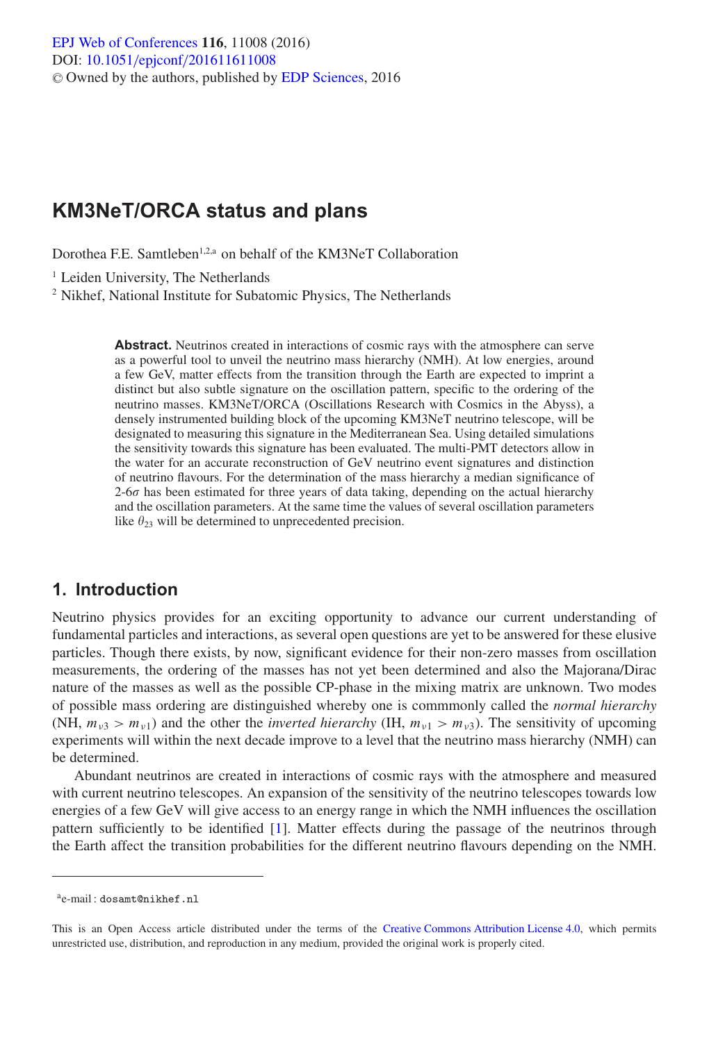# KM3NeT/ORCA status and plans

Dorothea F.E. Samtleben[1,2,a] on behalf of the KM3NeT Collaboration

[1] Leiden University, The Netherlands

[2] Nikhef, National Institute for Subatomic Physics, The Netherlands

**Abstract.** Neutrinos created in interactions of cosmic rays with the atmosphere can serve as a powerful tool to unveil the neutrino mass hierarchy (NMH). At low energies, around a few GeV, matter effects from the transition through the Earth are expected to imprint a distinct but also subtle signature on the oscillation pattern, specific to the ordering of the neutrino masses. KM3NeT/ORCA (Oscillations Research with Cosmics in the Abyss), a densely instrumented building block of the upcoming KM3NeT neutrino telescope, will be designated to measuring this signature in the Mediterranean Sea. Using detailed simulations the sensitivity towards this signature has been evaluated. The multi-PMT detectors allow in the water for an accurate reconstruction of GeV neutrino event signatures and distinction of neutrino flavours. For the determination of the mass hierarchy a median significance of 2-6$\sigma$ has been estimated for three years of data taking, depending on the actual hierarchy and the oscillation parameters. At the same time the values of several oscillation parameters like $\theta_{23}$ will be determined to unprecedented precision.

## 1. Introduction

Neutrino physics provides for an exciting opportunity to advance our current understanding of fundamental particles and interactions, as several open questions are yet to be answered for these elusive particles. Though there exists, by now, significant evidence for their non-zero masses from oscillation measurements, the ordering of the masses has not yet been determined and also the Majorana/Dirac nature of the masses as well as the possible CP-phase in the mixing matrix are unknown. Two modes of possible mass ordering are distinguished whereby one is commmonly called the *normal hierarchy* (NH, $m_{\nu 3} > m_{\nu 1}$) and the other the *inverted hierarchy* (IH, $m_{\nu 1} > m_{\nu 3}$). The sensitivity of upcoming experiments will within the next decade improve to a level that the neutrino mass hierarchy (NMH) can be determined.

Abundant neutrinos are created in interactions of cosmic rays with the atmosphere and measured with current neutrino telescopes. An expansion of the sensitivity of the neutrino telescopes towards low energies of a few GeV will give access to an energy range in which the NMH influences the oscillation pattern sufficiently to be identified [1]. Matter effects during the passage of the neutrinos through the Earth affect the transition probabilities for the different neutrino flavours depending on the NMH.

[a] e-mail : dosamt@nikhef.nl

This is an Open Access article distributed under the terms of the Creative Commons Attribution License 4.0, which permits unrestricted use, distribution, and reproduction in any medium, provided the original work is properly cited.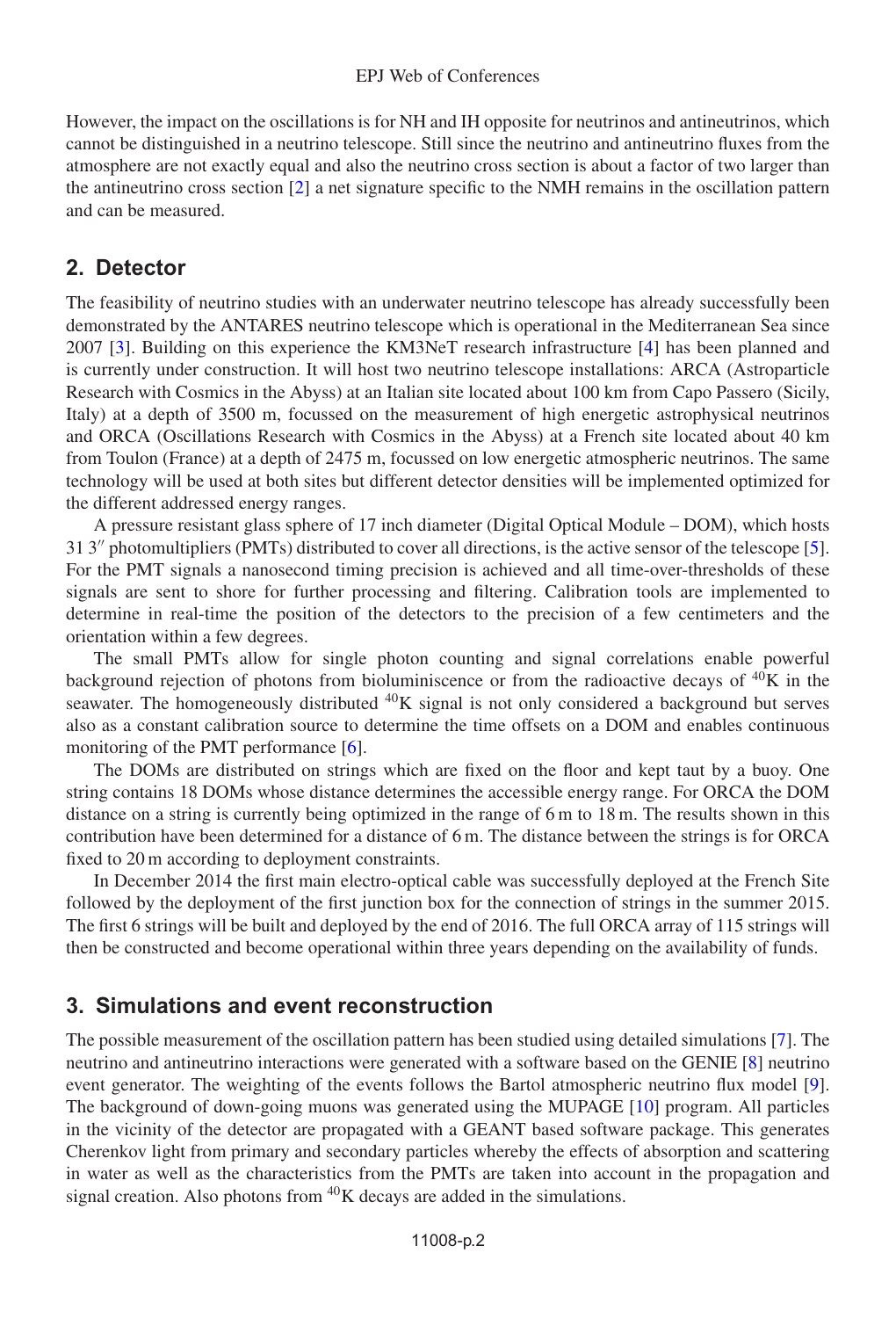However, the impact on the oscillations is for NH and IH opposite for neutrinos and antineutrinos, which cannot be distinguished in a neutrino telescope. Still since the neutrino and antineutrino fluxes from the atmosphere are not exactly equal and also the neutrino cross section is about a factor of two larger than the antineutrino cross section [2] a net signature specific to the NMH remains in the oscillation pattern and can be measured.

## 2. Detector

The feasibility of neutrino studies with an underwater neutrino telescope has already successfully been demonstrated by the ANTARES neutrino telescope which is operational in the Mediterranean Sea since 2007 [3]. Building on this experience the KM3NeT research infrastructure [4] has been planned and is currently under construction. It will host two neutrino telescope installations: ARCA (Astroparticle Research with Cosmics in the Abyss) at an Italian site located about 100 km from Capo Passero (Sicily, Italy) at a depth of 3500 m, focussed on the measurement of high energetic astrophysical neutrinos and ORCA (Oscillations Research with Cosmics in the Abyss) at a French site located about 40 km from Toulon (France) at a depth of 2475 m, focussed on low energetic atmospheric neutrinos. The same technology will be used at both sites but different detector densities will be implemented optimized for the different addressed energy ranges.

A pressure resistant glass sphere of 17 inch diameter (Digital Optical Module – DOM), which hosts 31 3″ photomultipliers (PMTs) distributed to cover all directions, is the active sensor of the telescope [5]. For the PMT signals a nanosecond timing precision is achieved and all time-over-thresholds of these signals are sent to shore for further processing and filtering. Calibration tools are implemented to determine in real-time the position of the detectors to the precision of a few centimeters and the orientation within a few degrees.

The small PMTs allow for single photon counting and signal correlations enable powerful background rejection of photons from bioluminiscence or from the radioactive decays of $^{40}$K in the seawater. The homogeneously distributed $^{40}$K signal is not only considered a background but serves also as a constant calibration source to determine the time offsets on a DOM and enables continuous monitoring of the PMT performance [6].

The DOMs are distributed on strings which are fixed on the floor and kept taut by a buoy. One string contains 18 DOMs whose distance determines the accessible energy range. For ORCA the DOM distance on a string is currently being optimized in the range of 6 m to 18 m. The results shown in this contribution have been determined for a distance of 6 m. The distance between the strings is for ORCA fixed to 20 m according to deployment constraints.

In December 2014 the first main electro-optical cable was successfully deployed at the French Site followed by the deployment of the first junction box for the connection of strings in the summer 2015. The first 6 strings will be built and deployed by the end of 2016. The full ORCA array of 115 strings will then be constructed and become operational within three years depending on the availability of funds.

## 3. Simulations and event reconstruction

The possible measurement of the oscillation pattern has been studied using detailed simulations [7]. The neutrino and antineutrino interactions were generated with a software based on the GENIE [8] neutrino event generator. The weighting of the events follows the Bartol atmospheric neutrino flux model [9]. The background of down-going muons was generated using the MUPAGE [10] program. All particles in the vicinity of the detector are propagated with a GEANT based software package. This generates Cherenkov light from primary and secondary particles whereby the effects of absorption and scattering in water as well as the characteristics from the PMTs are taken into account in the propagation and signal creation. Also photons from $^{40}$K decays are added in the simulations.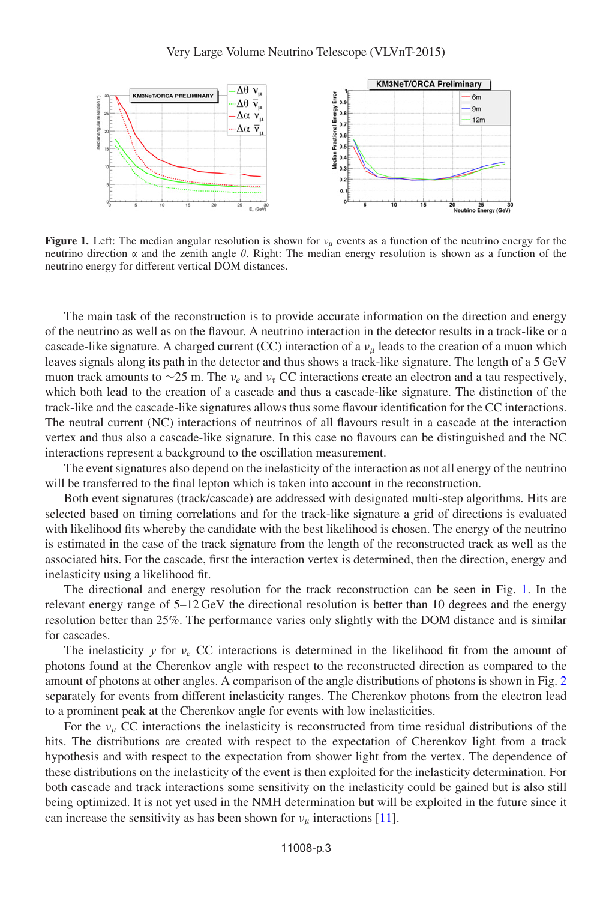**Figure 1.** Left: The median angular resolution is shown for $\nu_\mu$ events as a function of the neutrino energy for the neutrino direction $\alpha$ and the zenith angle $\theta$. Right: The median energy resolution is shown as a function of the neutrino energy for different vertical DOM distances.

The main task of the reconstruction is to provide accurate information on the direction and energy of the neutrino as well as on the flavour. A neutrino interaction in the detector results in a track-like or a cascade-like signature. A charged current (CC) interaction of a $\nu_\mu$ leads to the creation of a muon which leaves signals along its path in the detector and thus shows a track-like signature. The length of a 5 GeV muon track amounts to ~25 m. The $\nu_e$ and $\nu_\tau$ CC interactions create an electron and a tau respectively, which both lead to the creation of a cascade and thus a cascade-like signature. The distinction of the track-like and the cascade-like signatures allows thus some flavour identification for the CC interactions. The neutral current (NC) interactions of neutrinos of all flavours result in a cascade at the interaction vertex and thus also a cascade-like signature. In this case no flavours can be distinguished and the NC interactions represent a background to the oscillation measurement.

The event signatures also depend on the inelasticity of the interaction as not all energy of the neutrino will be transferred to the final lepton which is taken into account in the reconstruction.

Both event signatures (track/cascade) are addressed with designated multi-step algorithms. Hits are selected based on timing correlations and for the track-like signature a grid of directions is evaluated with likelihood fits whereby the candidate with the best likelihood is chosen. The energy of the neutrino is estimated in the case of the track signature from the length of the reconstructed track as well as the associated hits. For the cascade, first the interaction vertex is determined, then the direction, energy and inelasticity using a likelihood fit.

The directional and energy resolution for the track reconstruction can be seen in Fig. 1. In the relevant energy range of 5–12 GeV the directional resolution is better than 10 degrees and the energy resolution better than 25%. The performance varies only slightly with the DOM distance and is similar for cascades.

The inelasticity $y$ for $\nu_e$ CC interactions is determined in the likelihood fit from the amount of photons found at the Cherenkov angle with respect to the reconstructed direction as compared to the amount of photons at other angles. A comparison of the angle distributions of photons is shown in Fig. 2 separately for events from different inelasticity ranges. The Cherenkov photons from the electron lead to a prominent peak at the Cherenkov angle for events with low inelasticities.

For the $\nu_\mu$ CC interactions the inelasticity is reconstructed from time residual distributions of the hits. The distributions are created with respect to the expectation of Cherenkov light from a track hypothesis and with respect to the expectation from shower light from the vertex. The dependence of these distributions on the inelasticity of the event is then exploited for the inelasticity determination. For both cascade and track interactions some sensitivity on the inelasticity could be gained but is also still being optimized. It is not yet used in the NMH determination but will be exploited in the future since it can increase the sensitivity as has been shown for $\nu_\mu$ interactions [11].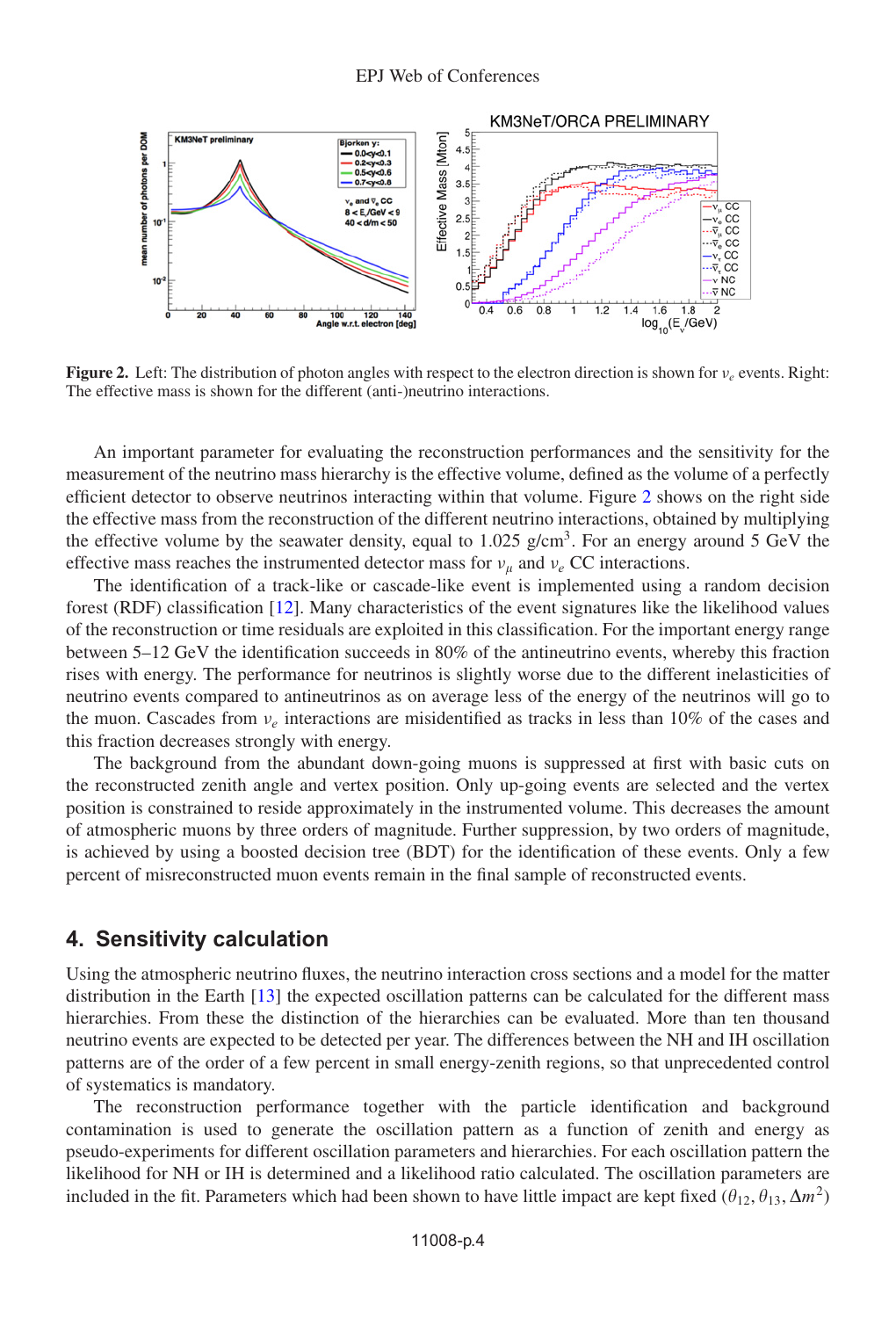**Figure 2.** Left: The distribution of photon angles with respect to the electron direction is shown for $\nu_e$ events. Right: The effective mass is shown for the different (anti-)neutrino interactions.

An important parameter for evaluating the reconstruction performances and the sensitivity for the measurement of the neutrino mass hierarchy is the effective volume, defined as the volume of a perfectly efficient detector to observe neutrinos interacting within that volume. Figure 2 shows on the right side the effective mass from the reconstruction of the different neutrino interactions, obtained by multiplying the effective volume by the seawater density, equal to 1.025 g/cm$^3$. For an energy around 5 GeV the effective mass reaches the instrumented detector mass for $\nu_\mu$ and $\nu_e$ CC interactions.

The identification of a track-like or cascade-like event is implemented using a random decision forest (RDF) classification [12]. Many characteristics of the event signatures like the likelihood values of the reconstruction or time residuals are exploited in this classification. For the important energy range between 5–12 GeV the identification succeeds in 80% of the antineutrino events, whereby this fraction rises with energy. The performance for neutrinos is slightly worse due to the different inelasticities of neutrino events compared to antineutrinos as on average less of the energy of the neutrinos will go to the muon. Cascades from $\nu_e$ interactions are misidentified as tracks in less than 10% of the cases and this fraction decreases strongly with energy.

The background from the abundant down-going muons is suppressed at first with basic cuts on the reconstructed zenith angle and vertex position. Only up-going events are selected and the vertex position is constrained to reside approximately in the instrumented volume. This decreases the amount of atmospheric muons by three orders of magnitude. Further suppression, by two orders of magnitude, is achieved by using a boosted decision tree (BDT) for the identification of these events. Only a few percent of misreconstructed muon events remain in the final sample of reconstructed events.

## 4. Sensitivity calculation

Using the atmospheric neutrino fluxes, the neutrino interaction cross sections and a model for the matter distribution in the Earth [13] the expected oscillation patterns can be calculated for the different mass hierarchies. From these the distinction of the hierarchies can be evaluated. More than ten thousand neutrino events are expected to be detected per year. The differences between the NH and IH oscillation patterns are of the order of a few percent in small energy-zenith regions, so that unprecedented control of systematics is mandatory.

The reconstruction performance together with the particle identification and background contamination is used to generate the oscillation pattern as a function of zenith and energy as pseudo-experiments for different oscillation parameters and hierarchies. For each oscillation pattern the likelihood for NH or IH is determined and a likelihood ratio calculated. The oscillation parameters are included in the fit. Parameters which had been shown to have little impact are kept fixed ($\theta_{12}, \theta_{13}, \Delta m^2$)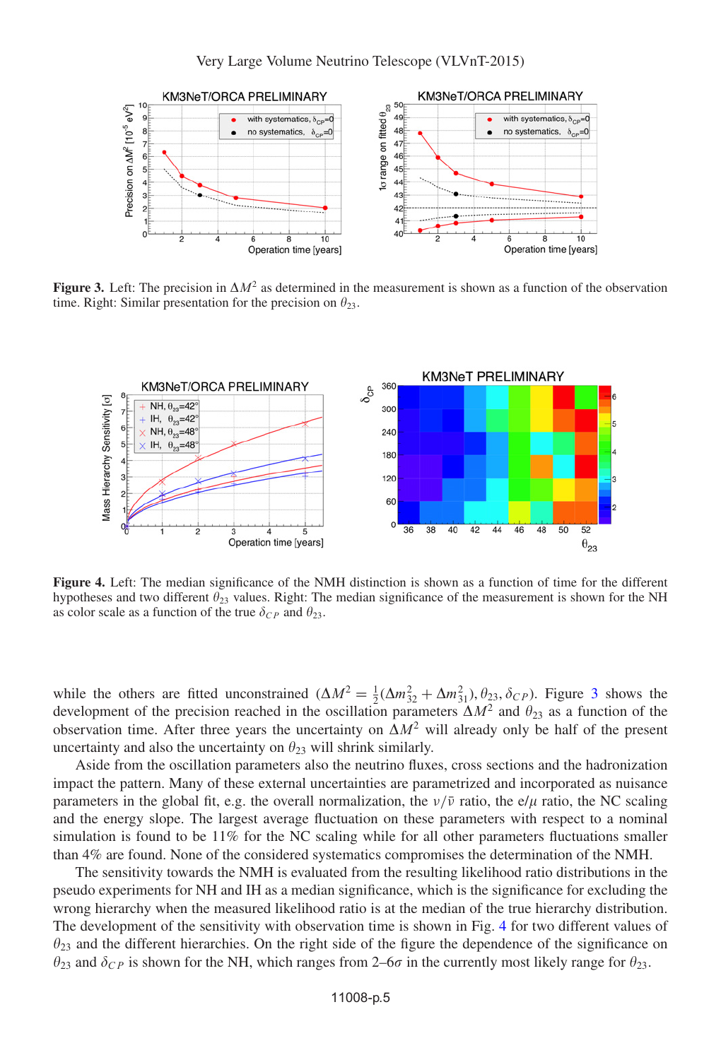**Figure 3.** Left: The precision in $\Delta M^2$ as determined in the measurement is shown as a function of the observation time. Right: Similar presentation for the precision on $\theta_{23}$.

**Figure 4.** Left: The median significance of the NMH distinction is shown as a function of time for the different hypotheses and two different $\theta_{23}$ values. Right: The median significance of the measurement is shown for the NH as color scale as a function of the true $\delta_{CP}$ and $\theta_{23}$.

while the others are fitted unconstrained ($\Delta M^2 = \frac{1}{2}(\Delta m^2_{32} + \Delta m^2_{31}), \theta_{23}, \delta_{CP}$). Figure 3 shows the development of the precision reached in the oscillation parameters $\Delta M^2$ and $\theta_{23}$ as a function of the observation time. After three years the uncertainty on $\Delta M^2$ will already only be half of the present uncertainty and also the uncertainty on $\theta_{23}$ will shrink similarly.

Aside from the oscillation parameters also the neutrino fluxes, cross sections and the hadronization impact the pattern. Many of these external uncertainties are parametrized and incorporated as nuisance parameters in the global fit, e.g. the overall normalization, the $\nu/\bar{\nu}$ ratio, the $e/\mu$ ratio, the NC scaling and the energy slope. The largest average fluctuation on these parameters with respect to a nominal simulation is found to be 11% for the NC scaling while for all other parameters fluctuations smaller than 4% are found. None of the considered systematics compromises the determination of the NMH.

The sensitivity towards the NMH is evaluated from the resulting likelihood ratio distributions in the pseudo experiments for NH and IH as a median significance, which is the significance for excluding the wrong hierarchy when the measured likelihood ratio is at the median of the true hierarchy distribution. The development of the sensitivity with observation time is shown in Fig. 4 for two different values of $\theta_{23}$ and the different hierarchies. On the right side of the figure the dependence of the significance on $\theta_{23}$ and $\delta_{CP}$ is shown for the NH, which ranges from 2–6$\sigma$ in the currently most likely range for $\theta_{23}$.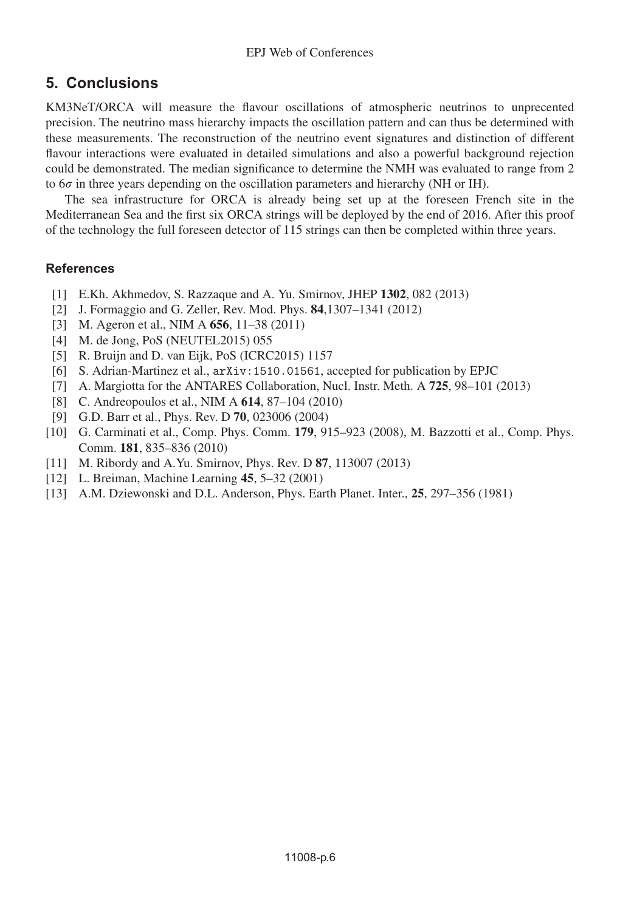## 5. Conclusions

KM3NeT/ORCA will measure the flavour oscillations of atmospheric neutrinos to unprecented precision. The neutrino mass hierarchy impacts the oscillation pattern and can thus be determined with these measurements. The reconstruction of the neutrino event signatures and distinction of different flavour interactions were evaluated in detailed simulations and also a powerful background rejection could be demonstrated. The median significance to determine the NMH was evaluated to range from 2 to $6\sigma$ in three years depending on the oscillation parameters and hierarchy (NH or IH).

The sea infrastructure for ORCA is already being set up at the foreseen French site in the Mediterranean Sea and the first six ORCA strings will be deployed by the end of 2016. After this proof of the technology the full foreseen detector of 115 strings can then be completed within three years.

### References

[1] E.Kh. Akhmedov, S. Razzaque and A. Yu. Smirnov, JHEP **1302**, 082 (2013)
[2] J. Formaggio and G. Zeller, Rev. Mod. Phys. **84**,1307–1341 (2012)
[3] M. Ageron et al., NIM A **656**, 11–38 (2011)
[4] M. de Jong, PoS (NEUTEL2015) 055
[5] R. Bruijn and D. van Eijk, PoS (ICRC2015) 1157
[6] S. Adrian-Martinez et al., `arXiv:1510.01561`, accepted for publication by EPJC
[7] A. Margiotta for the ANTARES Collaboration, Nucl. Instr. Meth. A **725**, 98–101 (2013)
[8] C. Andreopoulos et al., NIM A **614**, 87–104 (2010)
[9] G.D. Barr et al., Phys. Rev. D **70**, 023006 (2004)
[10] G. Carminati et al., Comp. Phys. Comm. **179**, 915–923 (2008), M. Bazzotti et al., Comp. Phys. Comm. **181**, 835–836 (2010)
[11] M. Ribordy and A.Yu. Smirnov, Phys. Rev. D **87**, 113007 (2013)
[12] L. Breiman, Machine Learning **45**, 5–32 (2001)
[13] A.M. Dziewonski and D.L. Anderson, Phys. Earth Planet. Inter., **25**, 297–356 (1981)